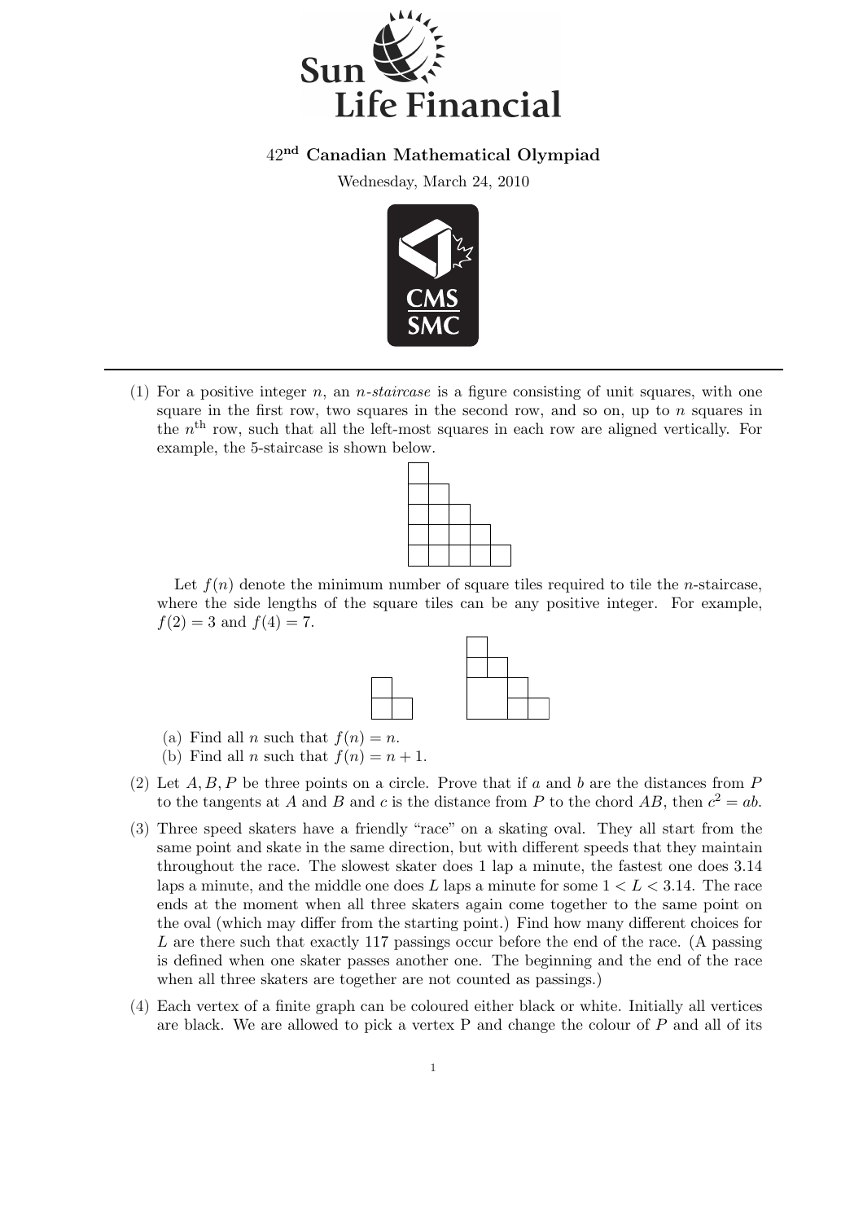## $42^{\text{nd}}$ Canadian Mathematical Olympiad

Wednesday, March 24, 2010

---

(1) For a positive integer $n$, an *n-staircase* is a figure consisting of unit squares, with one square in the first row, two squares in the second row, and so on, up to $n$ squares in the $n^{\text{th}}$ row, such that all the left-most squares in each row are aligned vertically. For example, the 5-staircase is shown below.

Let $f(n)$ denote the minimum number of square tiles required to tile the $n$-staircase, where the side lengths of the square tiles can be any positive integer. For example, $f(2) = 3$ and $f(4) = 7$.

   (a) Find all $n$ such that $f(n) = n$.

   (b) Find all $n$ such that $f(n) = n + 1$.

(2) Let $A, B, P$ be three points on a circle. Prove that if $a$ and $b$ are the distances from $P$ to the tangents at $A$ and $B$ and $c$ is the distance from $P$ to the chord $AB$, then $c^2 = ab$.

(3) Three speed skaters have a friendly "race" on a skating oval. They all start from the same point and skate in the same direction, but with different speeds that they maintain throughout the race. The slowest skater does 1 lap a minute, the fastest one does 3.14 laps a minute, and the middle one does $L$ laps a minute for some $1 < L < 3.14$. The race ends at the moment when all three skaters again come together to the same point on the oval (which may differ from the starting point.) Find how many different choices for $L$ are there such that exactly 117 passings occur before the end of the race. (A passing is defined when one skater passes another one. The beginning and the end of the race when all three skaters are together are not counted as passings.)

(4) Each vertex of a finite graph can be coloured either black or white. Initially all vertices are black. We are allowed to pick a vertex P and change the colour of $P$ and all of its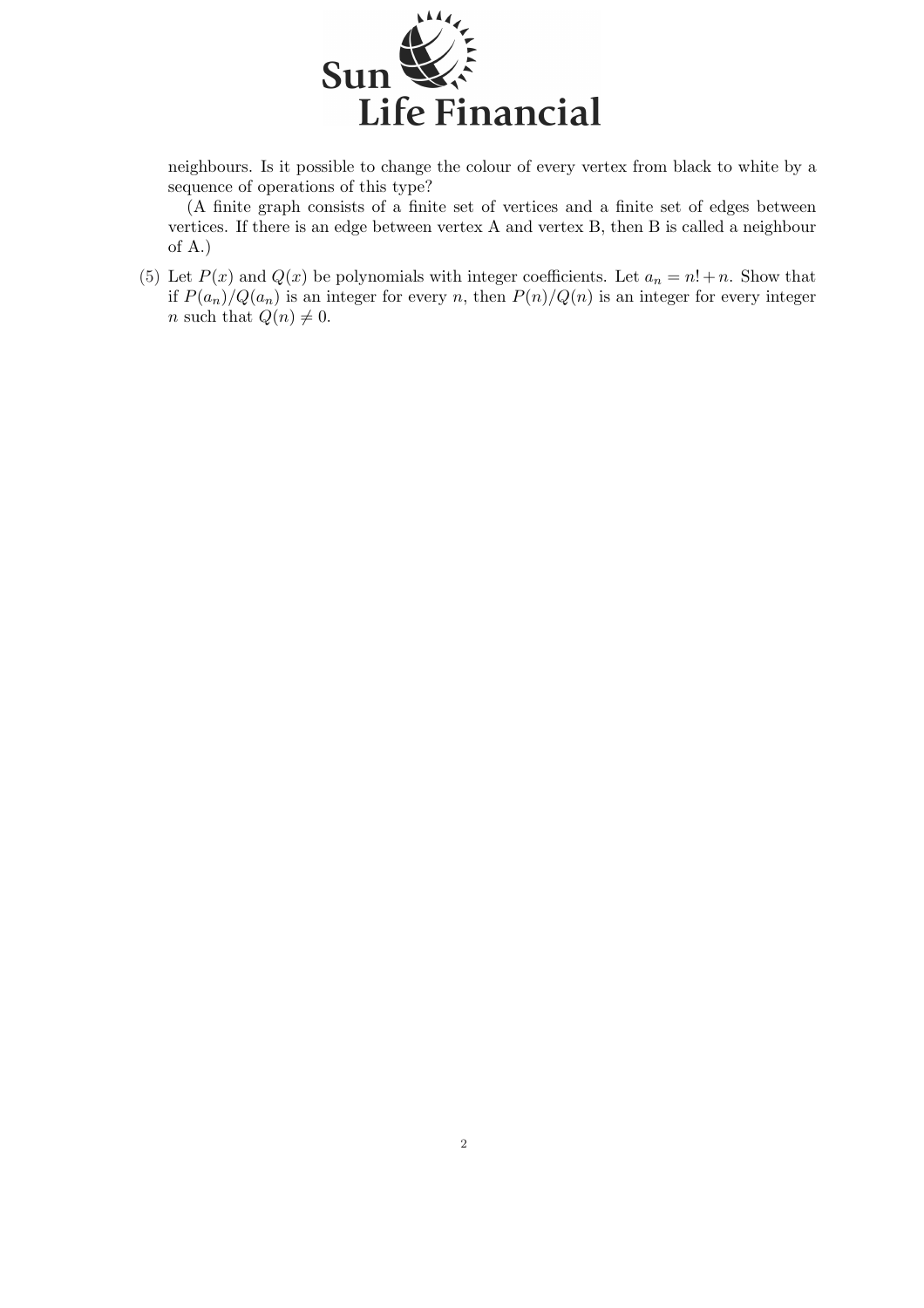neighbours. Is it possible to change the colour of every vertex from black to white by a sequence of operations of this type?

(A finite graph consists of a finite set of vertices and a finite set of edges between vertices. If there is an edge between vertex A and vertex B, then B is called a neighbour of A.)

(5) Let $P(x)$ and $Q(x)$ be polynomials with integer coefficients. Let $a_n = n! + n$. Show that if $P(a_n)/Q(a_n)$ is an integer for every $n$, then $P(n)/Q(n)$ is an integer for every integer $n$ such that $Q(n) \neq 0$.